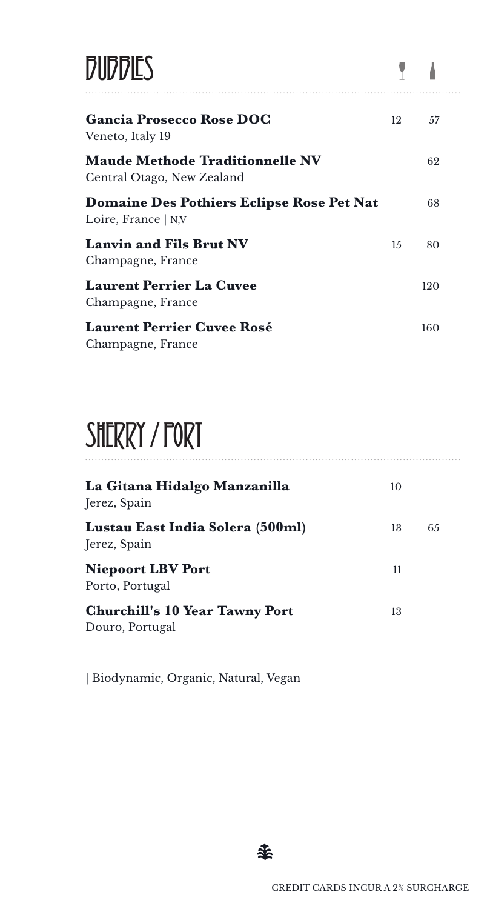# BUBBLES

| | Glass | Bottle |
|---|---|---|
| **Gancia Prosecco Rose DOC**<br>Veneto, Italy 19 | 12 | 57 |
| **Maude Methode Traditionnelle NV**<br>Central Otago, New Zealand | | 62 |
| **Domaine Des Pothiers Eclipse Rose Pet Nat**<br>Loire, France &#124; N,V | | 68 |
| **Lanvin and Fils Brut NV**<br>Champagne, France | 15 | 80 |
| **Laurent Perrier La Cuvee**<br>Champagne, France | | 120 |
| **Laurent Perrier Cuvee Rosé**<br>Champagne, France | | 160 |

# SHERRY / PORT

| | Glass | Bottle |
|---|---|---|
| **La Gitana Hidalgo Manzanilla**<br>Jerez, Spain | 10 | |
| **Lustau East India Solera (500ml)**<br>Jerez, Spain | 13 | 65 |
| **Niepoort LBV Port**<br>Porto, Portugal | 11 | |
| **Churchill's 10 Year Tawny Port**<br>Douro, Portugal | 13 | |

| Biodynamic, Organic, Natural, Vegan

CREDIT CARDS INCUR A 2% SURCHARGE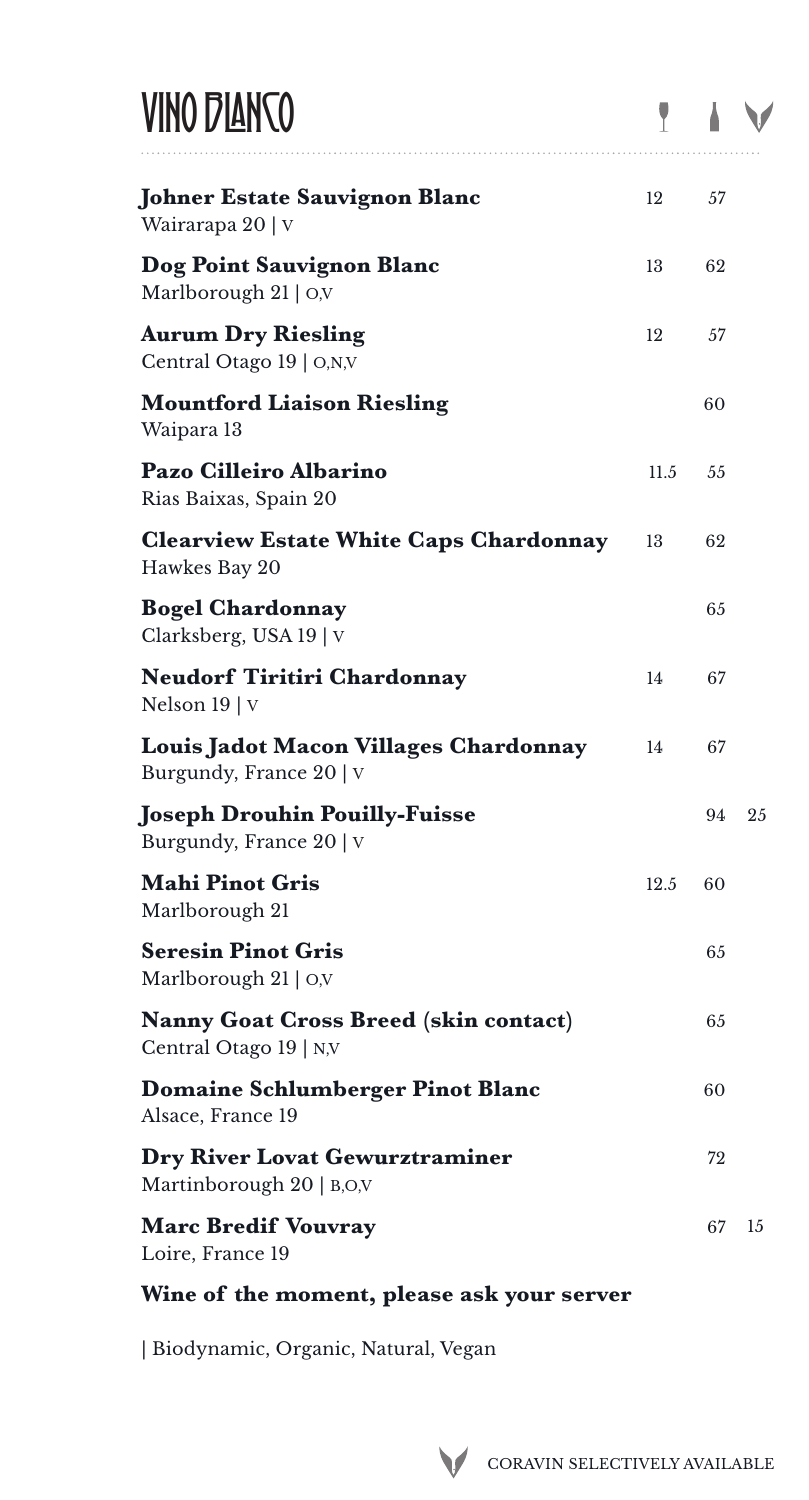# VINO BIANCO

| Wine | Glass | Bottle | Coravin |
|---|---|---|---|
| **Johner Estate Sauvignon Blanc**<br>Wairarapa 20 \| V | 12 | 57 | |
| **Dog Point Sauvignon Blanc**<br>Marlborough 21 \| O,V | 13 | 62 | |
| **Aurum Dry Riesling**<br>Central Otago 19 \| O,N,V | 12 | 57 | |
| **Mountford Liaison Riesling**<br>Waipara 13 | | 60 | |
| **Pazo Cilleiro Albarino**<br>Rias Baixas, Spain 20 | 11.5 | 55 | |
| **Clearview Estate White Caps Chardonnay**<br>Hawkes Bay 20 | 13 | 62 | |
| **Bogel Chardonnay**<br>Clarksberg, USA 19 \| V | | 65 | |
| **Neudorf Tiritiri Chardonnay**<br>Nelson 19 \| V | 14 | 67 | |
| **Louis Jadot Macon Villages Chardonnay**<br>Burgundy, France 20 \| V | 14 | 67 | |
| **Joseph Drouhin Pouilly-Fuisse**<br>Burgundy, France 20 \| V | | 94 | 25 |
| **Mahi Pinot Gris**<br>Marlborough 21 | 12.5 | 60 | |
| **Seresin Pinot Gris**<br>Marlborough 21 \| O,V | | 65 | |
| **Nanny Goat Cross Breed (skin contact)**<br>Central Otago 19 \| N,V | | 65 | |
| **Domaine Schlumberger Pinot Blanc**<br>Alsace, France 19 | | 60 | |
| **Dry River Lovat Gewurztraminer**<br>Martinborough 20 \| B,O,V | | 72 | |
| **Marc Bredif Vouvray**<br>Loire, France 19 | | 67 | 15 |

**Wine of the moment, please ask your server**

| Biodynamic, Organic, Natural, Vegan

CORAVIN SELECTIVELY AVAILABLE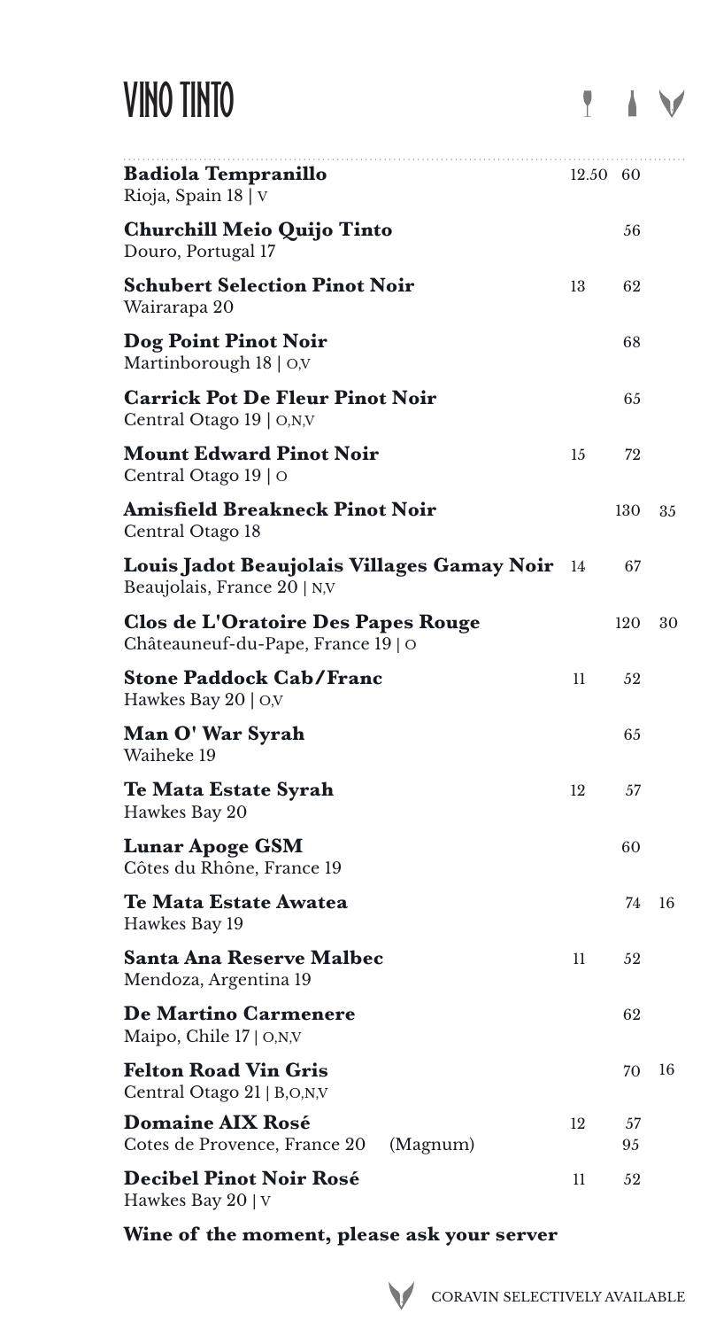# VINO TINTO

| Wine | Glass | Bottle | Coravin |
|---|---|---|---|
| **Badiola Tempranillo**<br>Rioja, Spain 18 \| V | 12.50 | 60 | |
| **Churchill Meio Quijo Tinto**<br>Douro, Portugal 17 | | 56 | |
| **Schubert Selection Pinot Noir**<br>Wairarapa 20 | 13 | 62 | |
| **Dog Point Pinot Noir**<br>Martinborough 18 \| O,V | | 68 | |
| **Carrick Pot De Fleur Pinot Noir**<br>Central Otago 19 \| O,N,V | | 65 | |
| **Mount Edward Pinot Noir**<br>Central Otago 19 \| O | 15 | 72 | |
| **Amisfield Breakneck Pinot Noir**<br>Central Otago 18 | | 130 | 35 |
| **Louis Jadot Beaujolais Villages Gamay Noir**<br>Beaujolais, France 20 \| N,V | 14 | 67 | |
| **Clos de L'Oratoire Des Papes Rouge**<br>Châteauneuf-du-Pape, France 19 \| O | | 120 | 30 |
| **Stone Paddock Cab/Franc**<br>Hawkes Bay 20 \| O,V | 11 | 52 | |
| **Man O' War Syrah**<br>Waiheke 19 | | 65 | |
| **Te Mata Estate Syrah**<br>Hawkes Bay 20 | 12 | 57 | |
| **Lunar Apoge GSM**<br>Côtes du Rhône, France 19 | | 60 | |
| **Te Mata Estate Awatea**<br>Hawkes Bay 19 | | 74 | 16 |
| **Santa Ana Reserve Malbec**<br>Mendoza, Argentina 19 | 11 | 52 | |
| **De Martino Carmenere**<br>Maipo, Chile 17 \| O,N,V | | 62 | |
| **Felton Road Vin Gris**<br>Central Otago 21 \| B,O,N,V | | 70 | 16 |
| **Domaine AIX Rosé**<br>Cotes de Provence, France 20 (Magnum) | 12 | 57<br>95 | |
| **Decibel Pinot Noir Rosé**<br>Hawkes Bay 20 \| V | 11 | 52 | |

**Wine of the moment, please ask your server**

CORAVIN SELECTIVELY AVAILABLE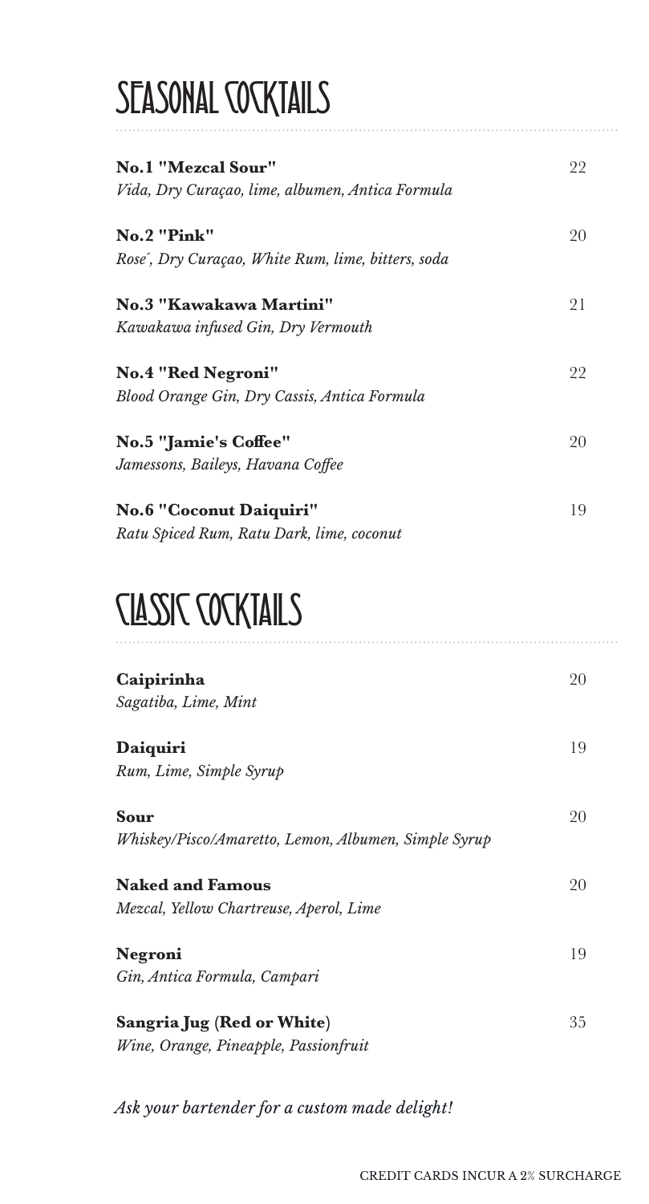# SEASONAL COCKTAILS

**No.1 "Mezcal Sour"** 22
*Vida, Dry Curaçao, lime, albumen, Antica Formula*

**No.2 "Pink"** 20
*Rose´, Dry Curaçao, White Rum, lime, bitters, soda*

**No.3 "Kawakawa Martini"** 21
*Kawakawa infused Gin, Dry Vermouth*

**No.4 "Red Negroni"** 22
*Blood Orange Gin, Dry Cassis, Antica Formula*

**No.5 "Jamie's Coffee"** 20
*Jamessons, Baileys, Havana Coffee*

**No.6 "Coconut Daiquiri"** 19
*Ratu Spiced Rum, Ratu Dark, lime, coconut*

# CLASSIC COCKTAILS

**Caipirinha** 20
*Sagatiba, Lime, Mint*

**Daiquiri** 19
*Rum, Lime, Simple Syrup*

**Sour** 20
*Whiskey/Pisco/Amaretto, Lemon, Albumen, Simple Syrup*

**Naked and Famous** 20
*Mezcal, Yellow Chartreuse, Aperol, Lime*

**Negroni** 19
*Gin, Antica Formula, Campari*

**Sangria Jug (Red or White)** 35
*Wine, Orange, Pineapple, Passionfruit*

*Ask your bartender for a custom made delight!*

CREDIT CARDS INCUR A 2% SURCHARGE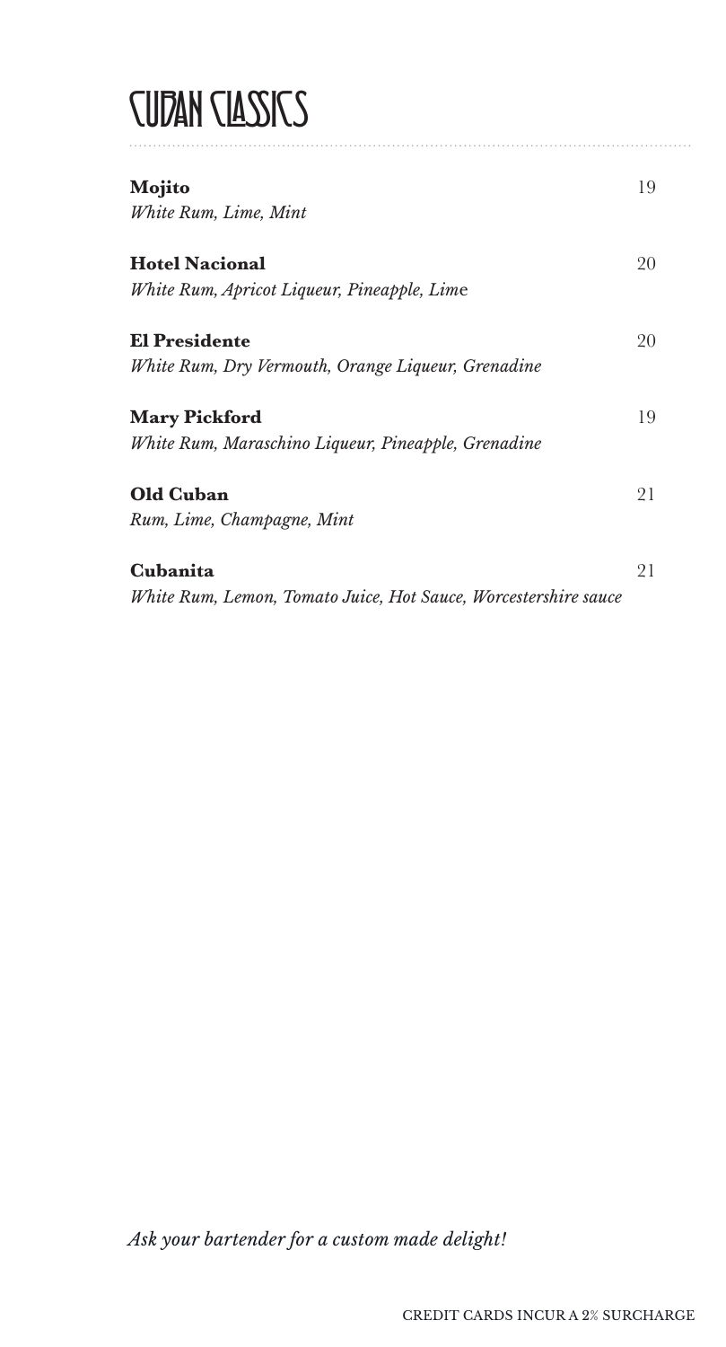# CUBAN CLASSICS

**Mojito** 19
*White Rum, Lime, Mint*

**Hotel Nacional** 20
*White Rum, Apricot Liqueur, Pineapple, Lime*

**El Presidente** 20
*White Rum, Dry Vermouth, Orange Liqueur, Grenadine*

**Mary Pickford** 19
*White Rum, Maraschino Liqueur, Pineapple, Grenadine*

**Old Cuban** 21
*Rum, Lime, Champagne, Mint*

**Cubanita** 21
*White Rum, Lemon, Tomato Juice, Hot Sauce, Worcestershire sauce*

*Ask your bartender for a custom made delight!*

CREDIT CARDS INCUR A 2% SURCHARGE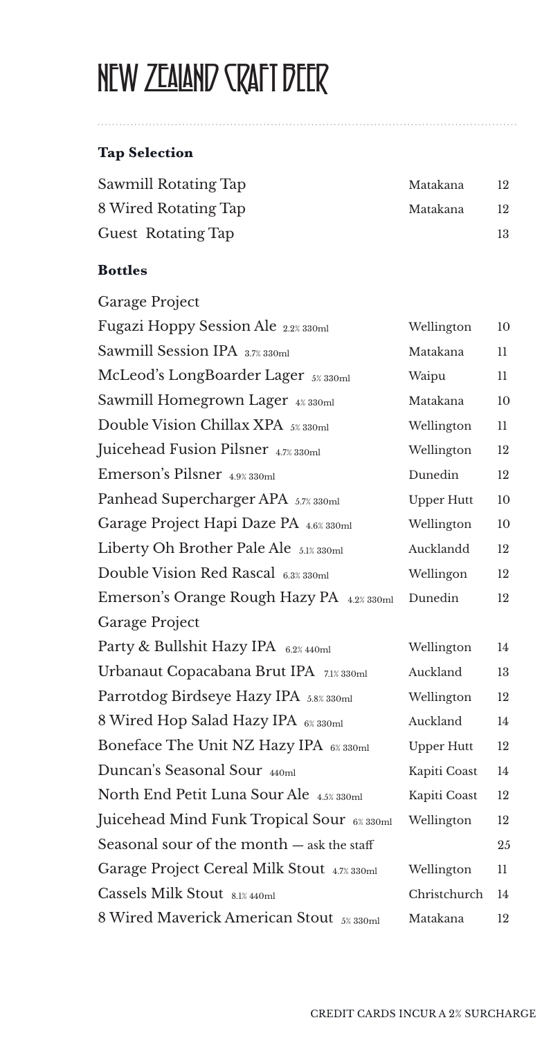# NEW ZEALAND CRAFT BEER

### Tap Selection

| | | |
|---|---|---|
| Sawmill Rotating Tap | Matakana | 12 |
| 8 Wired Rotating Tap | Matakana | 12 |
| Guest Rotating Tap | | 13 |

### Bottles

| | | |
|---|---|---|
| Garage Project | | |
| Fugazi Hoppy Session Ale 2.2% 330ml | Wellington | 10 |
| Sawmill Session IPA 3.7% 330ml | Matakana | 11 |
| McLeod's LongBoarder Lager 5% 330ml | Waipu | 11 |
| Sawmill Homegrown Lager 4% 330ml | Matakana | 10 |
| Double Vision Chillax XPA 5% 330ml | Wellington | 11 |
| Juicehead Fusion Pilsner 4.7% 330ml | Wellington | 12 |
| Emerson's Pilsner 4.9% 330ml | Dunedin | 12 |
| Panhead Supercharger APA 5.7% 330ml | Upper Hutt | 10 |
| Garage Project Hapi Daze PA 4.6% 330ml | Wellington | 10 |
| Liberty Oh Brother Pale Ale 5.1% 330ml | Aucklandd | 12 |
| Double Vision Red Rascal 6.3% 330ml | Wellingon | 12 |
| Emerson's Orange Rough Hazy PA 4.2% 330ml | Dunedin | 12 |
| Garage Project | | |
| Party & Bullshit Hazy IPA 6.2% 440ml | Wellington | 14 |
| Urbanaut Copacabana Brut IPA 7.1% 330ml | Auckland | 13 |
| Parrotdog Birdseye Hazy IPA 5.8% 330ml | Wellington | 12 |
| 8 Wired Hop Salad Hazy IPA 6% 330ml | Auckland | 14 |
| Boneface The Unit NZ Hazy IPA 6% 330ml | Upper Hutt | 12 |
| Duncan's Seasonal Sour 440ml | Kapiti Coast | 14 |
| North End Petit Luna Sour Ale 4.5% 330ml | Kapiti Coast | 12 |
| Juicehead Mind Funk Tropical Sour 6% 330ml | Wellington | 12 |
| Seasonal sour of the month — ask the staff | | 25 |
| Garage Project Cereal Milk Stout 4.7% 330ml | Wellington | 11 |
| Cassels Milk Stout 8.1% 440ml | Christchurch | 14 |
| 8 Wired Maverick American Stout 5% 330ml | Matakana | 12 |

CREDIT CARDS INCUR A 2% SURCHARGE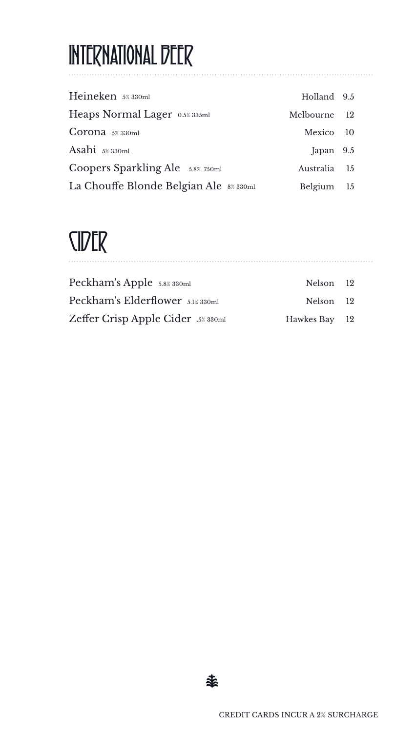# INTERNATIONAL BEER

| | | |
|---|---|---|
| Heineken 5% 330ml | Holland | 9.5 |
| Heaps Normal Lager 0.5% 335ml | Melbourne | 12 |
| Corona 5% 330ml | Mexico | 10 |
| Asahi 5% 330ml | Japan | 9.5 |
| Coopers Sparkling Ale 5.8% 750ml | Australia | 15 |
| La Chouffe Blonde Belgian Ale 8% 330ml | Belgium | 15 |

# CIDER

| | | |
|---|---|---|
| Peckham's Apple 5.8% 330ml | Nelson | 12 |
| Peckham's Elderflower 5.1% 330ml | Nelson | 12 |
| Zeffer Crisp Apple Cider .5% 330ml | Hawkes Bay | 12 |

CREDIT CARDS INCUR A 2% SURCHARGE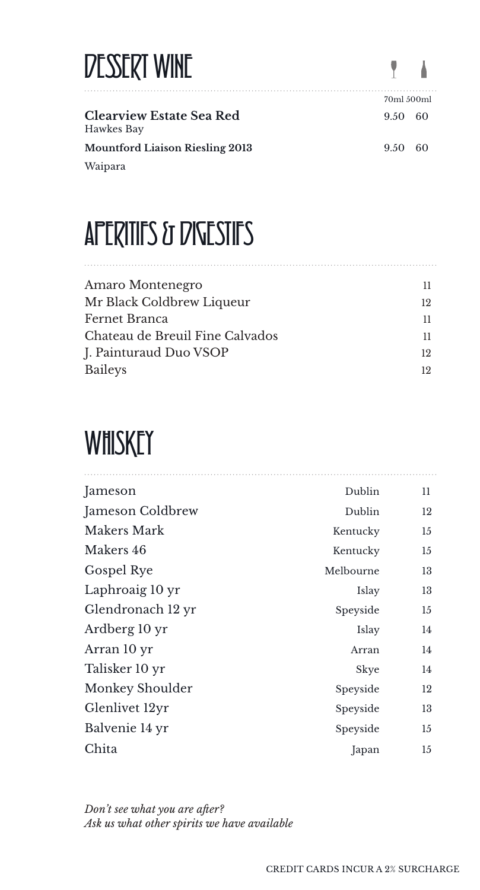# DESSERT WINE

| | 70ml | 500ml |
|---|---|---|
| **Clearview Estate Sea Red**<br>Hawkes Bay | 9.50 | 60 |
| **Mountford Liaison Riesling 2013**<br>Waipara | 9.50 | 60 |

# APERITIFS & DIGESTIFS

| | |
|---|---|
| Amaro Montenegro | 11 |
| Mr Black Coldbrew Liqueur | 12 |
| Fernet Branca | 11 |
| Chateau de Breuil Fine Calvados | 11 |
| J. Painturaud Duo VSOP | 12 |
| Baileys | 12 |

# WHISKEY

| | | |
|---|---|---|
| Jameson | Dublin | 11 |
| Jameson Coldbrew | Dublin | 12 |
| Makers Mark | Kentucky | 15 |
| Makers 46 | Kentucky | 15 |
| Gospel Rye | Melbourne | 13 |
| Laphroaig 10 yr | Islay | 13 |
| Glendronach 12 yr | Speyside | 15 |
| Ardberg 10 yr | Islay | 14 |
| Arran 10 yr | Arran | 14 |
| Talisker 10 yr | Skye | 14 |
| Monkey Shoulder | Speyside | 12 |
| Glenlivet 12yr | Speyside | 13 |
| Balvenie 14 yr | Speyside | 15 |
| Chita | Japan | 15 |

*Don't see what you are after?*
*Ask us what other spirits we have available*

CREDIT CARDS INCUR A 2% SURCHARGE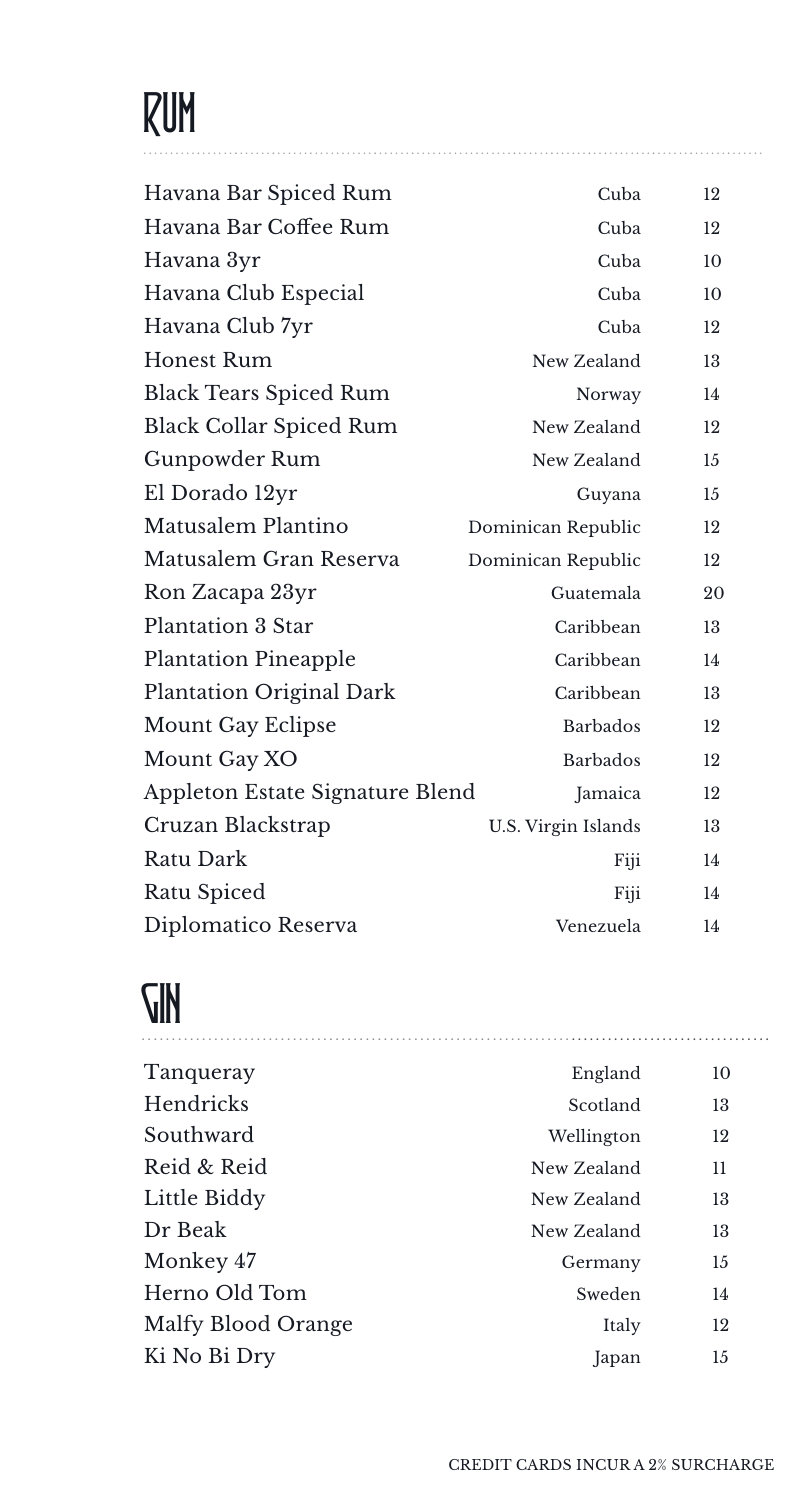# RUM

| | | |
|---|---|---|
| Havana Bar Spiced Rum | Cuba | 12 |
| Havana Bar Coffee Rum | Cuba | 12 |
| Havana 3yr | Cuba | 10 |
| Havana Club Especial | Cuba | 10 |
| Havana Club 7yr | Cuba | 12 |
| Honest Rum | New Zealand | 13 |
| Black Tears Spiced Rum | Norway | 14 |
| Black Collar Spiced Rum | New Zealand | 12 |
| Gunpowder Rum | New Zealand | 15 |
| El Dorado 12yr | Guyana | 15 |
| Matusalem Plantino | Dominican Republic | 12 |
| Matusalem Gran Reserva | Dominican Republic | 12 |
| Ron Zacapa 23yr | Guatemala | 20 |
| Plantation 3 Star | Caribbean | 13 |
| Plantation Pineapple | Caribbean | 14 |
| Plantation Original Dark | Caribbean | 13 |
| Mount Gay Eclipse | Barbados | 12 |
| Mount Gay XO | Barbados | 12 |
| Appleton Estate Signature Blend | Jamaica | 12 |
| Cruzan Blackstrap | U.S. Virgin Islands | 13 |
| Ratu Dark | Fiji | 14 |
| Ratu Spiced | Fiji | 14 |
| Diplomatico Reserva | Venezuela | 14 |

# GIN

| | | |
|---|---|---|
| Tanqueray | England | 10 |
| Hendricks | Scotland | 13 |
| Southward | Wellington | 12 |
| Reid & Reid | New Zealand | 11 |
| Little Biddy | New Zealand | 13 |
| Dr Beak | New Zealand | 13 |
| Monkey 47 | Germany | 15 |
| Herno Old Tom | Sweden | 14 |
| Malfy Blood Orange | Italy | 12 |
| Ki No Bi Dry | Japan | 15 |

CREDIT CARDS INCUR A 2% SURCHARGE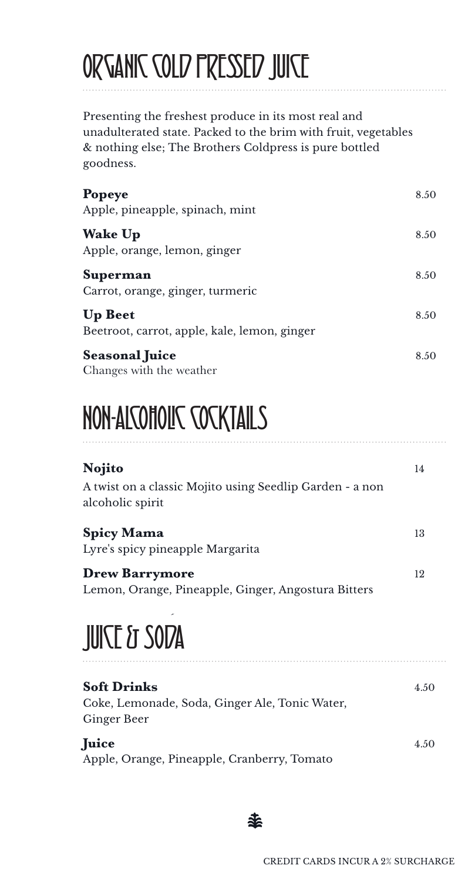# ORGANIC COLD PRESSED JUICE

Presenting the freshest produce in its most real and unadulterated state. Packed to the brim with fruit, vegetables & nothing else; The Brothers Coldpress is pure bottled goodness.

**Popeye** 8.50
Apple, pineapple, spinach, mint

**Wake Up** 8.50
Apple, orange, lemon, ginger

**Superman** 8.50
Carrot, orange, ginger, turmeric

**Up Beet** 8.50
Beetroot, carrot, apple, kale, lemon, ginger

**Seasonal Juice** 8.50
Changes with the weather

# NON-ALCOHOLIC COCKTAILS

**Nojito** 14
A twist on a classic Mojito using Seedlip Garden - a non alcoholic spirit

**Spicy Mama** 13
Lyre's spicy pineapple Margarita

**Drew Barrymore** 12
Lemon, Orange, Pineapple, Ginger, Angostura Bitters

# JUICE & SODA

**Soft Drinks** 4.50
Coke, Lemonade, Soda, Ginger Ale, Tonic Water, Ginger Beer

**Juice** 4.50
Apple, Orange, Pineapple, Cranberry, Tomato

CREDIT CARDS INCUR A 2% SURCHARGE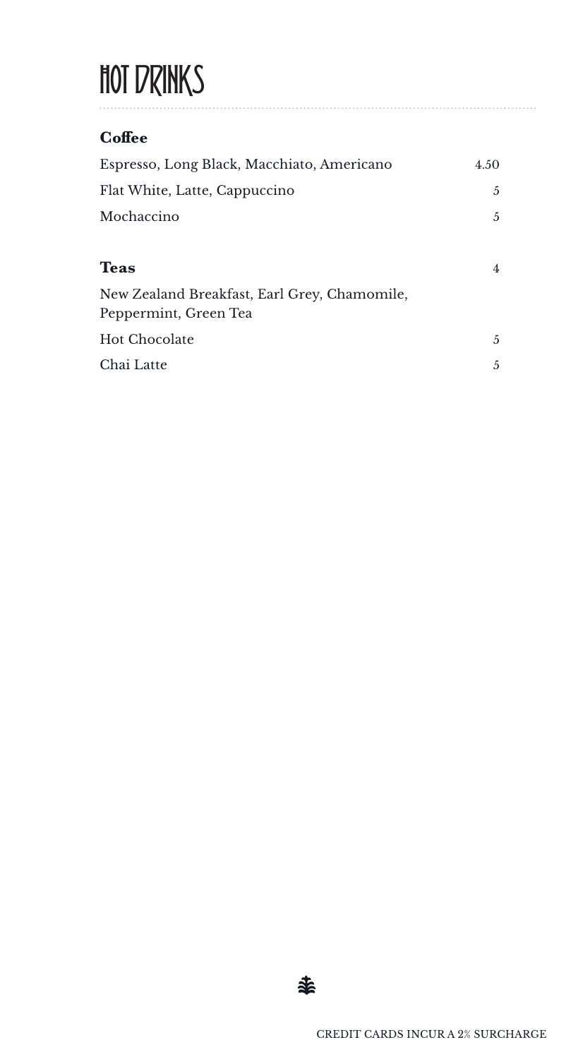# HOT DRINKS

### Coffee

| | |
|---|---|
| Espresso, Long Black, Macchiato, Americano | 4.50 |
| Flat White, Latte, Cappuccino | 5 |
| Mochaccino | 5 |

### Teas

| | |
|---|---|
| **Teas** | 4 |
| New Zealand Breakfast, Earl Grey, Chamomile, Peppermint, Green Tea | |
| Hot Chocolate | 5 |
| Chai Latte | 5 |

CREDIT CARDS INCUR A 2% SURCHARGE